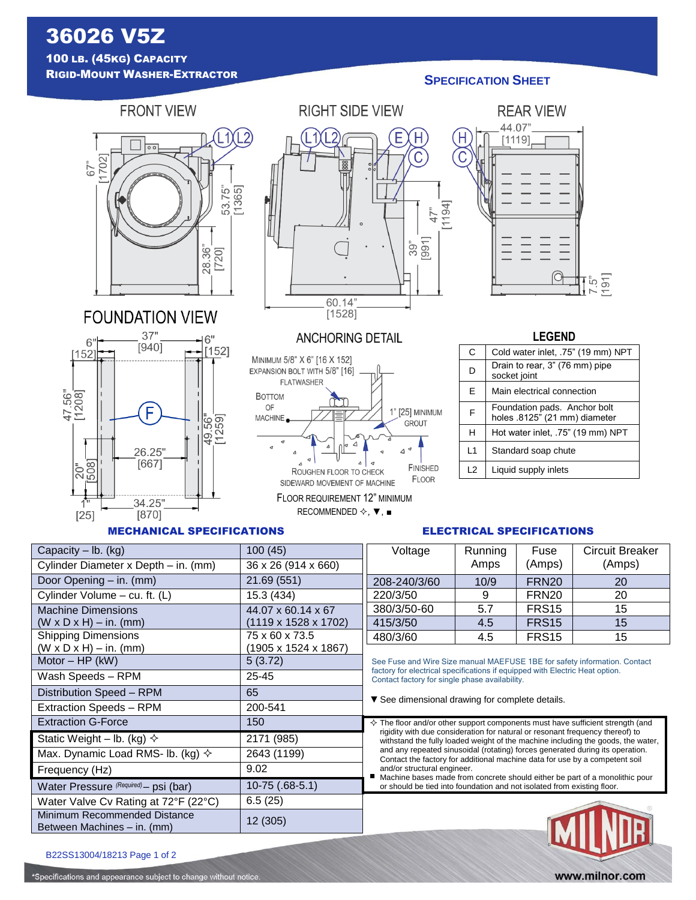# 36026 V5Z

**100 LB. (45KG) CAPACITY**

**RIGID-MOUNT WASHER-EXTRACTOR**

## SPECIFICATION SHEET

FRONT VIEW

RIGHT SIDE VIEW

REAR VIEW

FOUNDATION VIEW

ANCHORING DETAIL

MINIMUM 5/8" X 6" [16 X 152] EXPANSION BOLT WITH 5/8" [16] FLATWASHER

BOTTOM OF MACHINE

1" [25] MINIMUM GROUT

ROUGHEN FLOOR TO CHECK SIDEWARD MOVEMENT OF MACHINE

FINISHED FLOOR

FLOOR REQUIREMENT 12" MINIMUM RECOMMENDED ✧, ▼, ■

### LEGEND

| | |
|---|---|
| C | Cold water inlet, .75" (19 mm) NPT |
| D | Drain to rear, 3" (76 mm) pipe socket joint |
| E | Main electrical connection |
| F | Foundation pads. Anchor bolt holes .8125" (21 mm) diameter |
| H | Hot water inlet, .75" (19 mm) NPT |
| L1 | Standard soap chute |
| L2 | Liquid supply inlets |

### MECHANICAL SPECIFICATIONS

| | |
|---|---|
| Capacity – lb. (kg) | 100 (45) |
| Cylinder Diameter x Depth – in. (mm) | 36 x 26 (914 x 660) |
| Door Opening – in. (mm) | 21.69 (551) |
| Cylinder Volume – cu. ft. (L) | 15.3 (434) |
| Machine Dimensions (W x D x H) – in. (mm) | 44.07 x 60.14 x 67 (1119 x 1528 x 1702) |
| Shipping Dimensions (W x D x H) – in. (mm) | 75 x 60 x 73.5 (1905 x 1524 x 1867) |
| Motor – HP (kW) | 5 (3.72) |
| Wash Speeds – RPM | 25-45 |
| Distribution Speed – RPM | 65 |
| Extraction Speeds – RPM | 200-541 |
| Extraction G-Force | 150 |
| Static Weight – lb. (kg) ✧ | 2171 (985) |
| Max. Dynamic Load RMS- lb. (kg) ✧ | 2643 (1199) |
| Frequency (Hz) | 9.02 |
| Water Pressure *(Required)* – psi (bar) | 10-75 (.68-5.1) |
| Water Valve Cv Rating at 72°F (22°C) | 6.5 (25) |
| Minimum Recommended Distance Between Machines – in. (mm) | 12 (305) |

### ELECTRICAL SPECIFICATIONS

| Voltage | Running Amps | Fuse (Amps) | Circuit Breaker (Amps) |
|---|---|---|---|
| 208-240/3/60 | 10/9 | FRN20 | 20 |
| 220/3/50 | 9 | FRN20 | 20 |
| 380/3/50-60 | 5.7 | FRS15 | 15 |
| 415/3/50 | 4.5 | FRS15 | 15 |
| 480/3/60 | 4.5 | FRS15 | 15 |

See Fuse and Wire Size manual MAEFUSE 1BE for safety information. Contact factory for electrical specifications if equipped with Electric Heat option. Contact factory for single phase availability.

▼ See dimensional drawing for complete details.

✧ The floor and/or other support components must have sufficient strength (and rigidity with due consideration for natural or resonant frequency thereof) to withstand the fully loaded weight of the machine including the goods, the water, and any repeated sinusoidal (rotating) forces generated during its operation. Contact the factory for additional machine data for use by a competent soil and/or structural engineer.

■ Machine bases made from concrete should either be part of a monolithic pour or should be tied into foundation and not isolated from existing floor.

B22SS13004/18213

*Specifications and appearance subject to change without notice.

www.milnor.com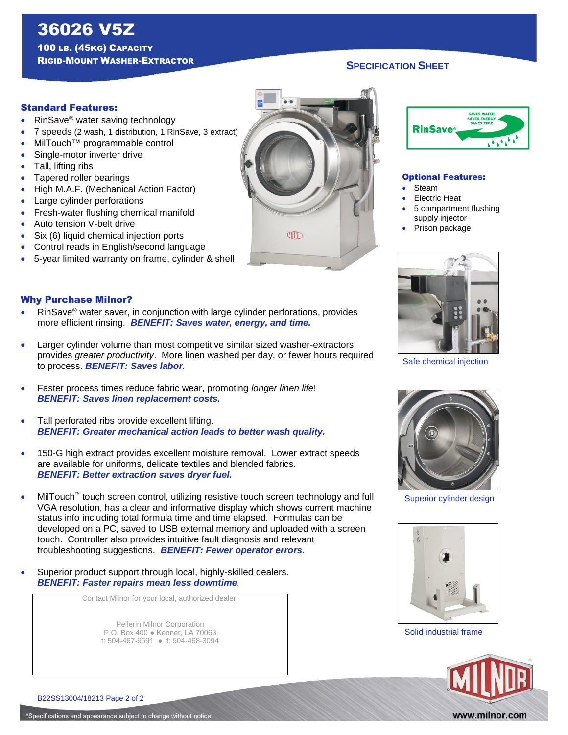# 36026 V5Z

**100 LB. (45KG) CAPACITY**
**RIGID-MOUNT WASHER-EXTRACTOR**

**SPECIFICATION SHEET**

### Standard Features:

- RinSave® water saving technology
- 7 speeds (2 wash, 1 distribution, 1 RinSave, 3 extract)
- MilTouch™ programmable control
- Single-motor inverter drive
- Tall, lifting ribs
- Tapered roller bearings
- High M.A.F. (Mechanical Action Factor)
- Large cylinder perforations
- Fresh-water flushing chemical manifold
- Auto tension V-belt drive
- Six (6) liquid chemical injection ports
- Control reads in English/second language
- 5-year limited warranty on frame, cylinder & shell

### Optional Features:

- Steam
- Electric Heat
- 5 compartment flushing supply injector
- Prison package

Safe chemical injection

Superior cylinder design

Solid industrial frame

### Why Purchase Milnor?

- RinSave® water saver, in conjunction with large cylinder perforations, provides more efficient rinsing. ***BENEFIT: Saves water, energy, and time.***
- Larger cylinder volume than most competitive similar sized washer-extractors provides *greater productivity*. More linen washed per day, or fewer hours required to process. ***BENEFIT: Saves labor.***
- Faster process times reduce fabric wear, promoting *longer linen life*! ***BENEFIT: Saves linen replacement costs.***
- Tall perforated ribs provide excellent lifting. ***BENEFIT: Greater mechanical action leads to better wash quality.***
- 150-G high extract provides excellent moisture removal. Lower extract speeds are available for uniforms, delicate textiles and blended fabrics. ***BENEFIT: Better extraction saves dryer fuel.***
- MilTouch™ touch screen control, utilizing resistive touch screen technology and full VGA resolution, has a clear and informative display which shows current machine status info including total formula time and time elapsed. Formulas can be developed on a PC, saved to USB external memory and uploaded with a screen touch. Controller also provides intuitive fault diagnosis and relevant troubleshooting suggestions. ***BENEFIT: Fewer operator errors.***
- Superior product support through local, highly-skilled dealers. ***BENEFIT: Faster repairs mean less downtime.***

Contact Milnor for your local, authorized dealer:

Pellerin Milnor Corporation
P.O. Box 400 ● Kenner, LA 70063
t: 504-467-9591 ● f: 504-468-3094

B22SS13004/18213

*Specifications and appearance subject to change without notice.

www.milnor.com